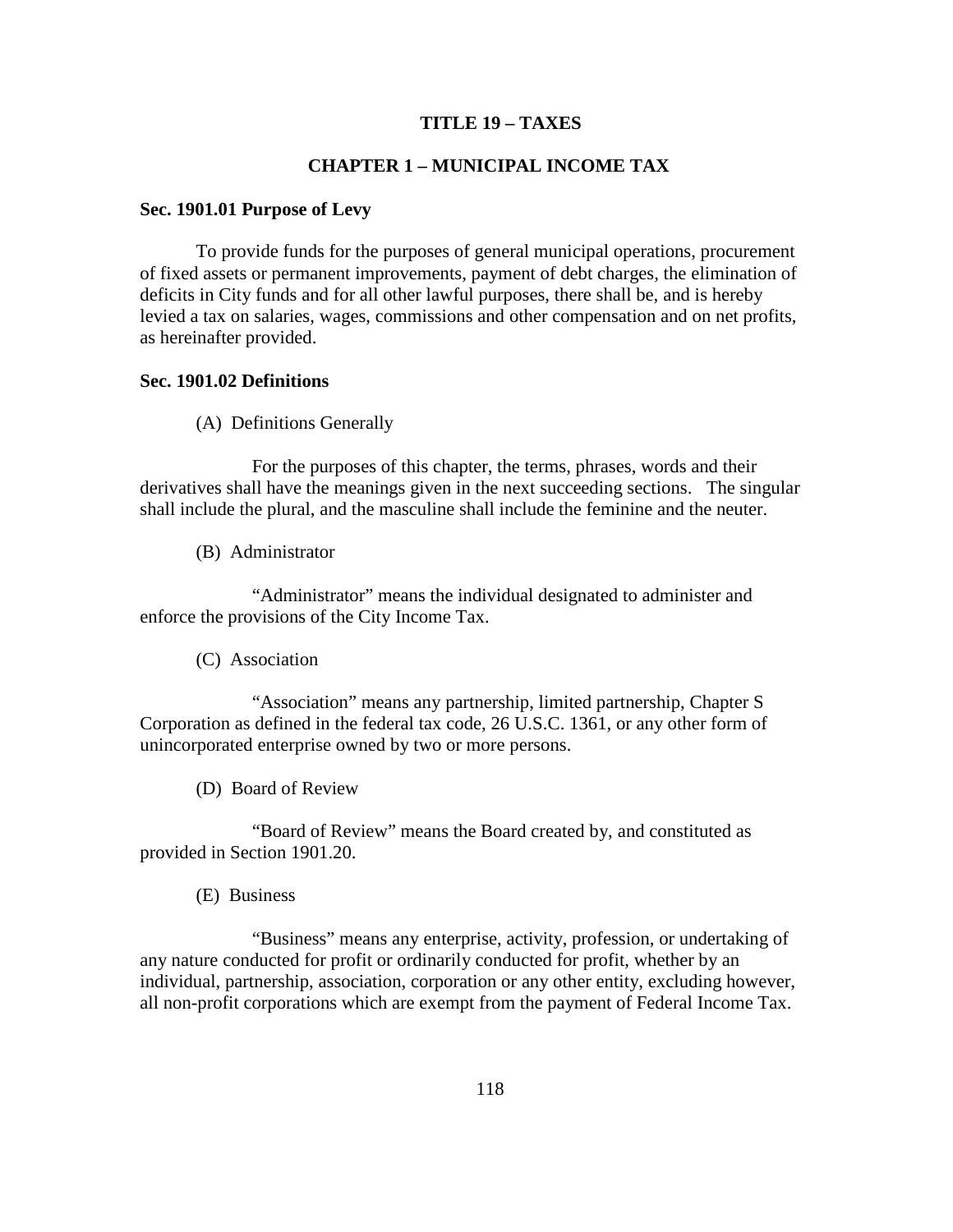# TITLE 19 – TAXES

## CHAPTER 1 – MUNICIPAL INCOME TAX

### Sec. 1901.01 Purpose of Levy

To provide funds for the purposes of general municipal operations, procurement of fixed assets or permanent improvements, payment of debt charges, the elimination of deficits in City funds and for all other lawful purposes, there shall be, and is hereby levied a tax on salaries, wages, commissions and other compensation and on net profits, as hereinafter provided.

### Sec. 1901.02 Definitions

(A) Definitions Generally

For the purposes of this chapter, the terms, phrases, words and their derivatives shall have the meanings given in the next succeeding sections. The singular shall include the plural, and the masculine shall include the feminine and the neuter.

(B) Administrator

"Administrator" means the individual designated to administer and enforce the provisions of the City Income Tax.

(C) Association

"Association" means any partnership, limited partnership, Chapter S Corporation as defined in the federal tax code, 26 U.S.C. 1361, or any other form of unincorporated enterprise owned by two or more persons.

(D) Board of Review

"Board of Review" means the Board created by, and constituted as provided in Section 1901.20.

(E) Business

"Business" means any enterprise, activity, profession, or undertaking of any nature conducted for profit or ordinarily conducted for profit, whether by an individual, partnership, association, corporation or any other entity, excluding however, all non-profit corporations which are exempt from the payment of Federal Income Tax.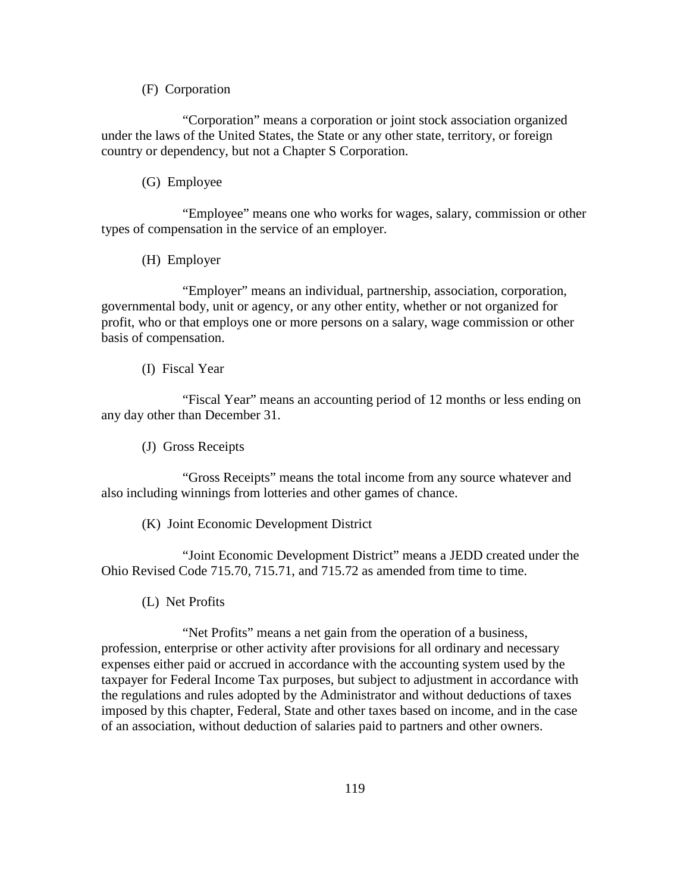(F) Corporation

"Corporation" means a corporation or joint stock association organized under the laws of the United States, the State or any other state, territory, or foreign country or dependency, but not a Chapter S Corporation.

(G) Employee

"Employee" means one who works for wages, salary, commission or other types of compensation in the service of an employer.

(H) Employer

"Employer" means an individual, partnership, association, corporation, governmental body, unit or agency, or any other entity, whether or not organized for profit, who or that employs one or more persons on a salary, wage commission or other basis of compensation.

(I) Fiscal Year

"Fiscal Year" means an accounting period of 12 months or less ending on any day other than December 31.

(J) Gross Receipts

"Gross Receipts" means the total income from any source whatever and also including winnings from lotteries and other games of chance.

(K) Joint Economic Development District

"Joint Economic Development District" means a JEDD created under the Ohio Revised Code 715.70, 715.71, and 715.72 as amended from time to time.

(L) Net Profits

"Net Profits" means a net gain from the operation of a business, profession, enterprise or other activity after provisions for all ordinary and necessary expenses either paid or accrued in accordance with the accounting system used by the taxpayer for Federal Income Tax purposes, but subject to adjustment in accordance with the regulations and rules adopted by the Administrator and without deductions of taxes imposed by this chapter, Federal, State and other taxes based on income, and in the case of an association, without deduction of salaries paid to partners and other owners.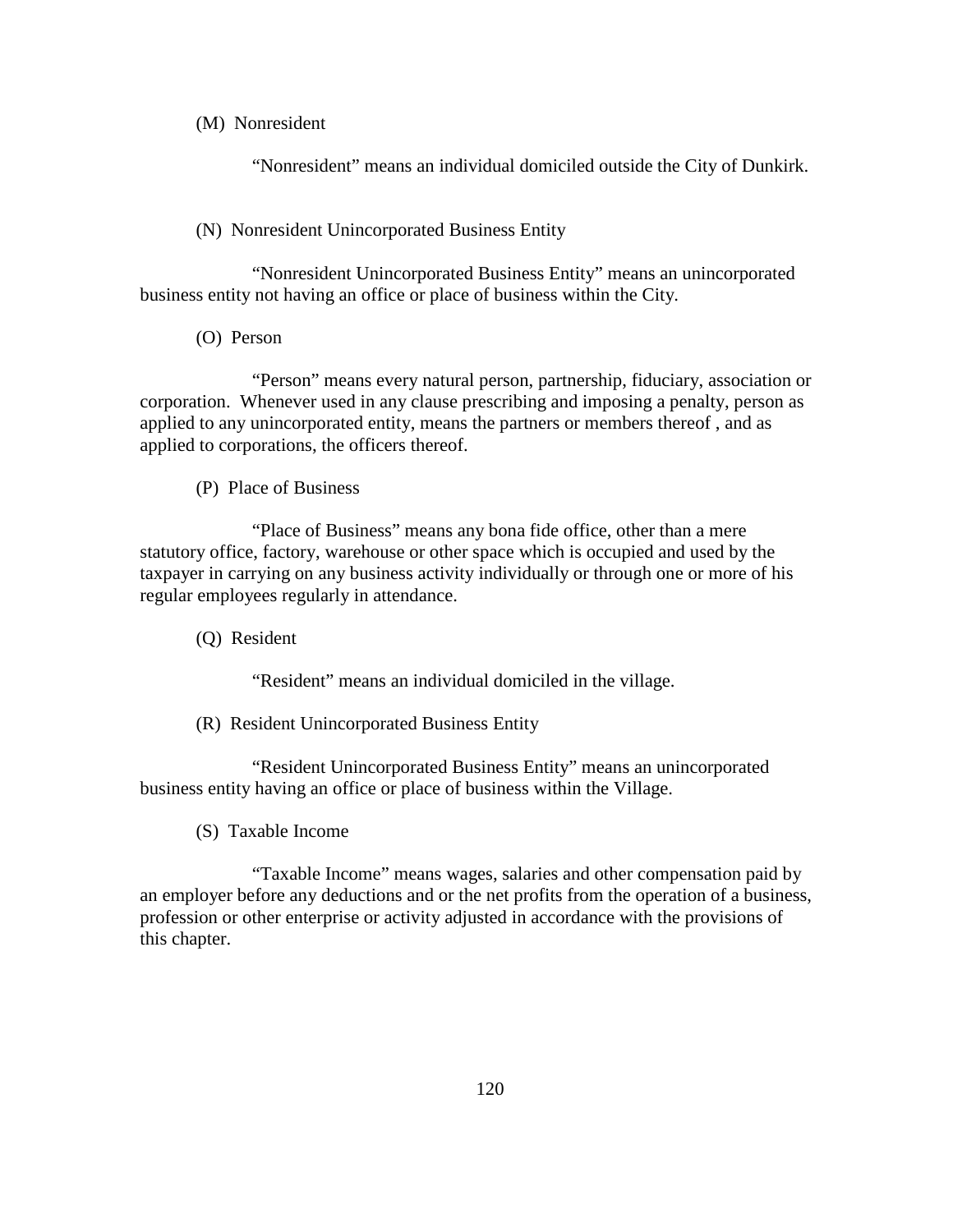(M) Nonresident

"Nonresident" means an individual domiciled outside the City of Dunkirk.

(N) Nonresident Unincorporated Business Entity

"Nonresident Unincorporated Business Entity" means an unincorporated business entity not having an office or place of business within the City.

(O) Person

"Person" means every natural person, partnership, fiduciary, association or corporation. Whenever used in any clause prescribing and imposing a penalty, person as applied to any unincorporated entity, means the partners or members thereof , and as applied to corporations, the officers thereof.

(P) Place of Business

"Place of Business" means any bona fide office, other than a mere statutory office, factory, warehouse or other space which is occupied and used by the taxpayer in carrying on any business activity individually or through one or more of his regular employees regularly in attendance.

(Q) Resident

"Resident" means an individual domiciled in the village.

(R) Resident Unincorporated Business Entity

"Resident Unincorporated Business Entity" means an unincorporated business entity having an office or place of business within the Village.

(S) Taxable Income

"Taxable Income" means wages, salaries and other compensation paid by an employer before any deductions and or the net profits from the operation of a business, profession or other enterprise or activity adjusted in accordance with the provisions of this chapter.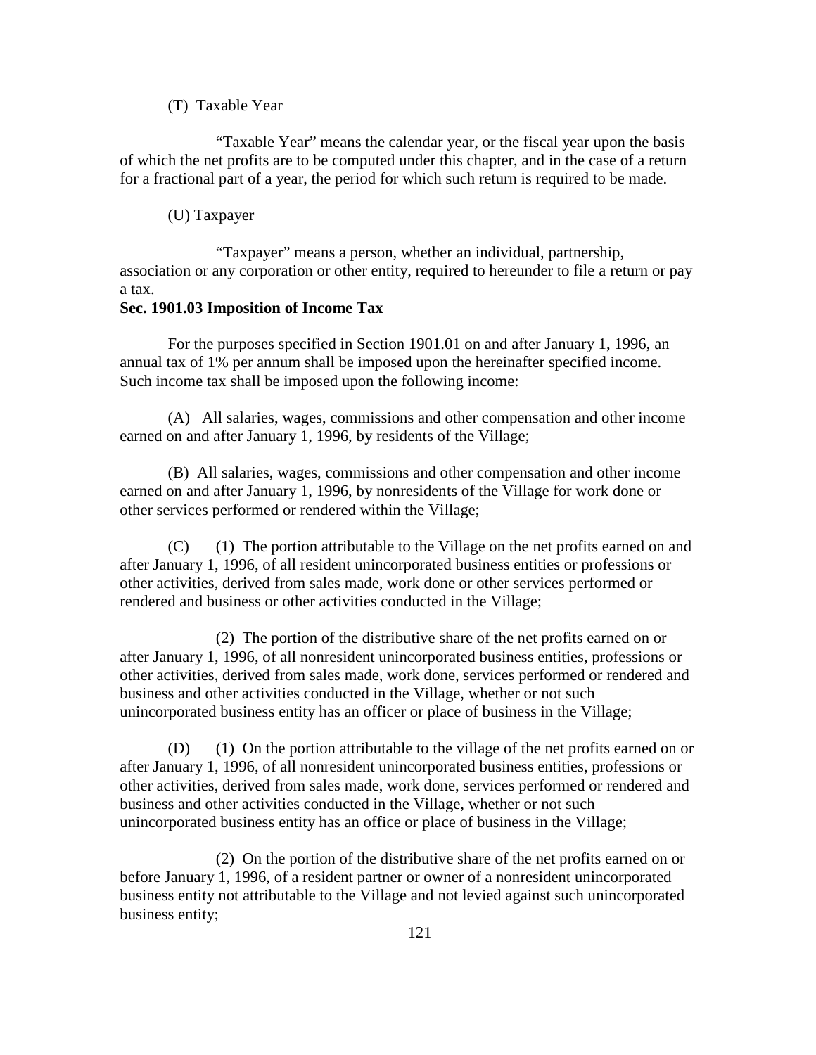(T) Taxable Year

"Taxable Year" means the calendar year, or the fiscal year upon the basis of which the net profits are to be computed under this chapter, and in the case of a return for a fractional part of a year, the period for which such return is required to be made.

(U) Taxpayer

"Taxpayer" means a person, whether an individual, partnership, association or any corporation or other entity, required to hereunder to file a return or pay a tax.

**Sec. 1901.03 Imposition of Income Tax**

For the purposes specified in Section 1901.01 on and after January 1, 1996, an annual tax of 1% per annum shall be imposed upon the hereinafter specified income. Such income tax shall be imposed upon the following income:

(A) All salaries, wages, commissions and other compensation and other income earned on and after January 1, 1996, by residents of the Village;

(B) All salaries, wages, commissions and other compensation and other income earned on and after January 1, 1996, by nonresidents of the Village for work done or other services performed or rendered within the Village;

(C) (1) The portion attributable to the Village on the net profits earned on and after January 1, 1996, of all resident unincorporated business entities or professions or other activities, derived from sales made, work done or other services performed or rendered and business or other activities conducted in the Village;

(2) The portion of the distributive share of the net profits earned on or after January 1, 1996, of all nonresident unincorporated business entities, professions or other activities, derived from sales made, work done, services performed or rendered and business and other activities conducted in the Village, whether or not such unincorporated business entity has an officer or place of business in the Village;

(D) (1) On the portion attributable to the village of the net profits earned on or after January 1, 1996, of all nonresident unincorporated business entities, professions or other activities, derived from sales made, work done, services performed or rendered and business and other activities conducted in the Village, whether or not such unincorporated business entity has an office or place of business in the Village;

(2) On the portion of the distributive share of the net profits earned on or before January 1, 1996, of a resident partner or owner of a nonresident unincorporated business entity not attributable to the Village and not levied against such unincorporated business entity;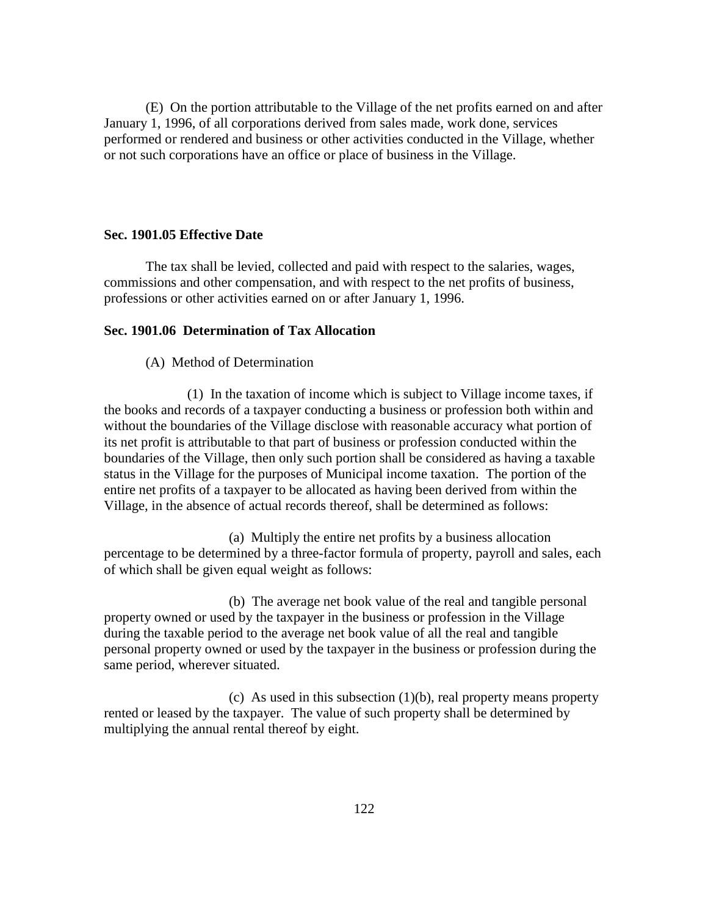(E) On the portion attributable to the Village of the net profits earned on and after January 1, 1996, of all corporations derived from sales made, work done, services performed or rendered and business or other activities conducted in the Village, whether or not such corporations have an office or place of business in the Village.

**Sec. 1901.05 Effective Date**

The tax shall be levied, collected and paid with respect to the salaries, wages, commissions and other compensation, and with respect to the net profits of business, professions or other activities earned on or after January 1, 1996.

**Sec. 1901.06 Determination of Tax Allocation**

(A) Method of Determination

(1) In the taxation of income which is subject to Village income taxes, if the books and records of a taxpayer conducting a business or profession both within and without the boundaries of the Village disclose with reasonable accuracy what portion of its net profit is attributable to that part of business or profession conducted within the boundaries of the Village, then only such portion shall be considered as having a taxable status in the Village for the purposes of Municipal income taxation. The portion of the entire net profits of a taxpayer to be allocated as having been derived from within the Village, in the absence of actual records thereof, shall be determined as follows:

(a) Multiply the entire net profits by a business allocation percentage to be determined by a three-factor formula of property, payroll and sales, each of which shall be given equal weight as follows:

(b) The average net book value of the real and tangible personal property owned or used by the taxpayer in the business or profession in the Village during the taxable period to the average net book value of all the real and tangible personal property owned or used by the taxpayer in the business or profession during the same period, wherever situated.

(c) As used in this subsection (1)(b), real property means property rented or leased by the taxpayer. The value of such property shall be determined by multiplying the annual rental thereof by eight.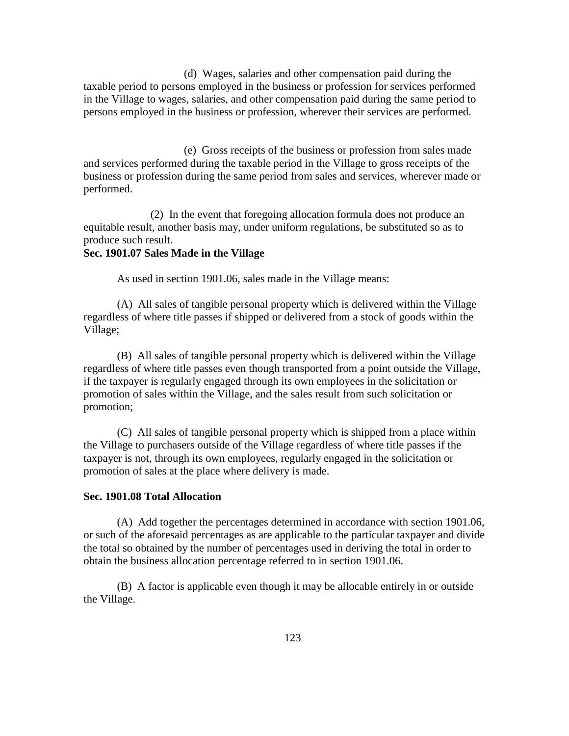(d) Wages, salaries and other compensation paid during the taxable period to persons employed in the business or profession for services performed in the Village to wages, salaries, and other compensation paid during the same period to persons employed in the business or profession, wherever their services are performed.

(e) Gross receipts of the business or profession from sales made and services performed during the taxable period in the Village to gross receipts of the business or profession during the same period from sales and services, wherever made or performed.

(2) In the event that foregoing allocation formula does not produce an equitable result, another basis may, under uniform regulations, be substituted so as to produce such result.

**Sec. 1901.07 Sales Made in the Village**

As used in section 1901.06, sales made in the Village means:

(A) All sales of tangible personal property which is delivered within the Village regardless of where title passes if shipped or delivered from a stock of goods within the Village;

(B) All sales of tangible personal property which is delivered within the Village regardless of where title passes even though transported from a point outside the Village, if the taxpayer is regularly engaged through its own employees in the solicitation or promotion of sales within the Village, and the sales result from such solicitation or promotion;

(C) All sales of tangible personal property which is shipped from a place within the Village to purchasers outside of the Village regardless of where title passes if the taxpayer is not, through its own employees, regularly engaged in the solicitation or promotion of sales at the place where delivery is made.

**Sec. 1901.08 Total Allocation**

(A) Add together the percentages determined in accordance with section 1901.06, or such of the aforesaid percentages as are applicable to the particular taxpayer and divide the total so obtained by the number of percentages used in deriving the total in order to obtain the business allocation percentage referred to in section 1901.06.

(B) A factor is applicable even though it may be allocable entirely in or outside the Village.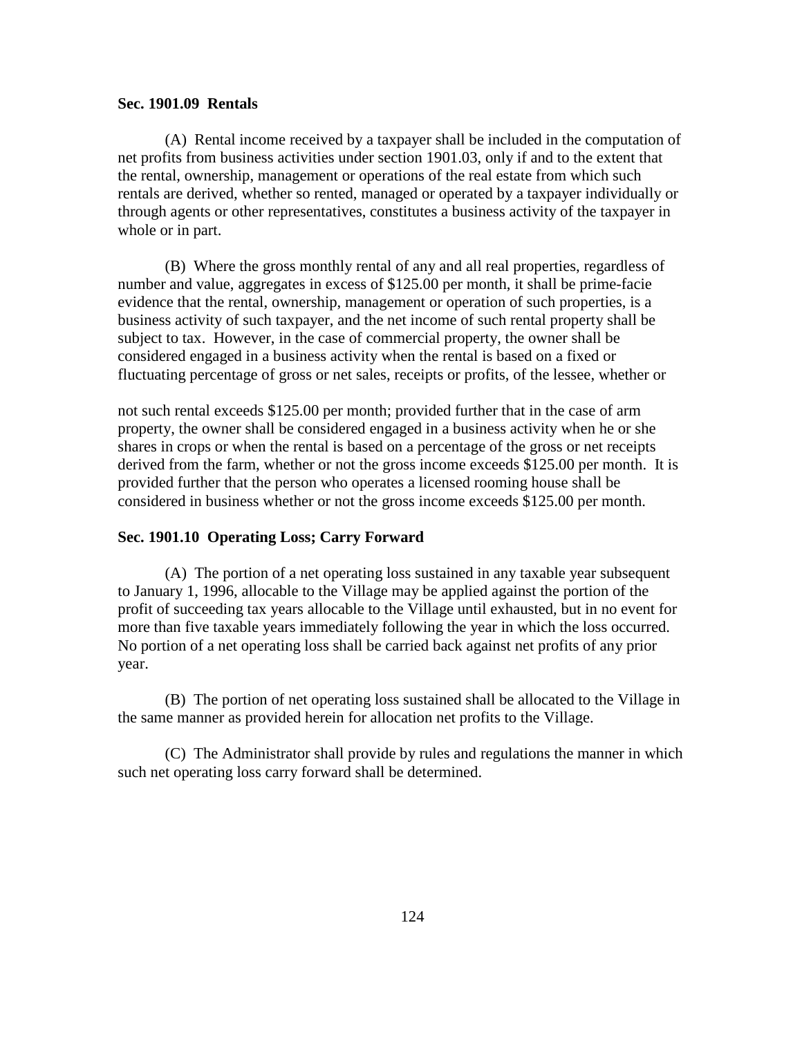**Sec. 1901.09 Rentals**

(A) Rental income received by a taxpayer shall be included in the computation of net profits from business activities under section 1901.03, only if and to the extent that the rental, ownership, management or operations of the real estate from which such rentals are derived, whether so rented, managed or operated by a taxpayer individually or through agents or other representatives, constitutes a business activity of the taxpayer in whole or in part.

(B) Where the gross monthly rental of any and all real properties, regardless of number and value, aggregates in excess of $125.00 per month, it shall be prime-facie evidence that the rental, ownership, management or operation of such properties, is a business activity of such taxpayer, and the net income of such rental property shall be subject to tax. However, in the case of commercial property, the owner shall be considered engaged in a business activity when the rental is based on a fixed or fluctuating percentage of gross or net sales, receipts or profits, of the lessee, whether or not such rental exceeds $125.00 per month; provided further that in the case of arm property, the owner shall be considered engaged in a business activity when he or she shares in crops or when the rental is based on a percentage of the gross or net receipts derived from the farm, whether or not the gross income exceeds $125.00 per month. It is provided further that the person who operates a licensed rooming house shall be considered in business whether or not the gross income exceeds $125.00 per month.

**Sec. 1901.10 Operating Loss; Carry Forward**

(A) The portion of a net operating loss sustained in any taxable year subsequent to January 1, 1996, allocable to the Village may be applied against the portion of the profit of succeeding tax years allocable to the Village until exhausted, but in no event for more than five taxable years immediately following the year in which the loss occurred. No portion of a net operating loss shall be carried back against net profits of any prior year.

(B) The portion of net operating loss sustained shall be allocated to the Village in the same manner as provided herein for allocation net profits to the Village.

(C) The Administrator shall provide by rules and regulations the manner in which such net operating loss carry forward shall be determined.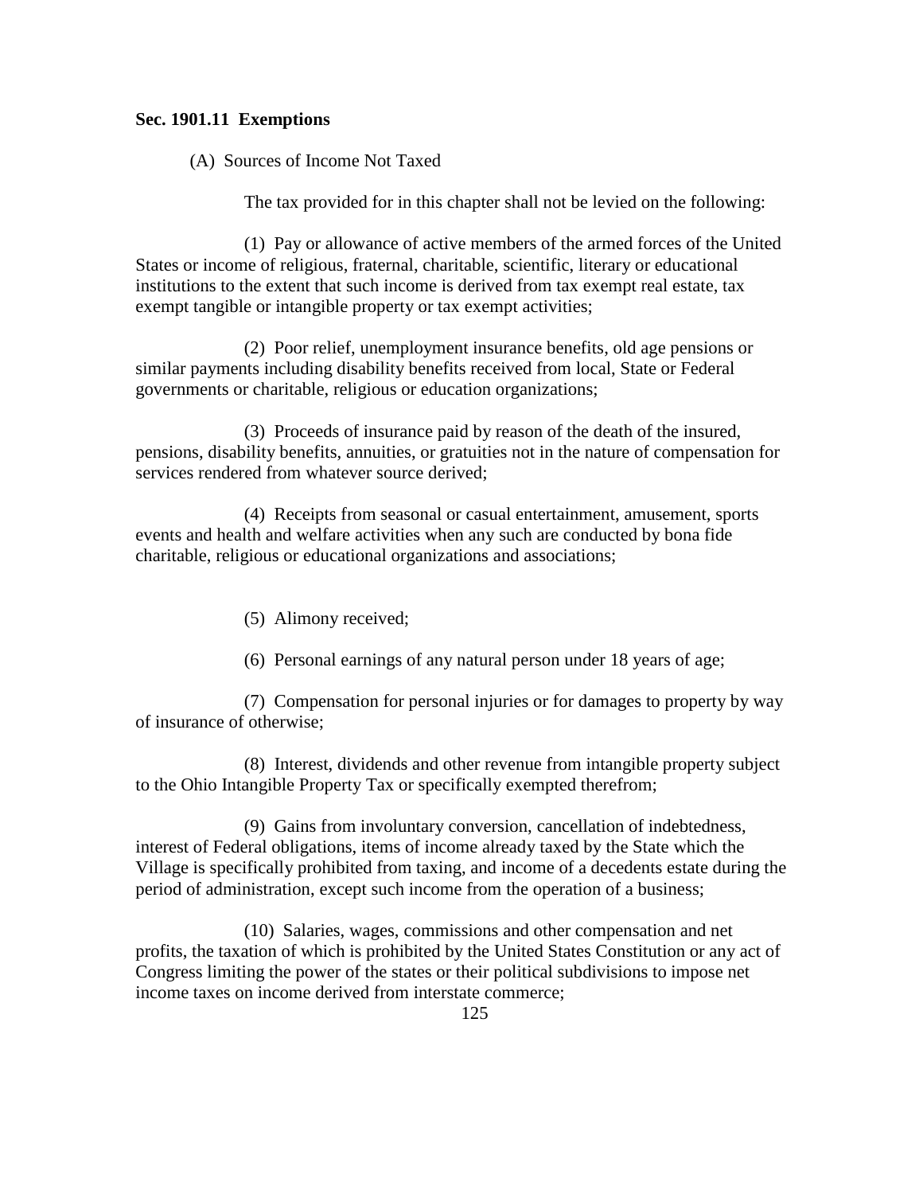**Sec. 1901.11 Exemptions**

(A) Sources of Income Not Taxed

The tax provided for in this chapter shall not be levied on the following:

(1) Pay or allowance of active members of the armed forces of the United States or income of religious, fraternal, charitable, scientific, literary or educational institutions to the extent that such income is derived from tax exempt real estate, tax exempt tangible or intangible property or tax exempt activities;

(2) Poor relief, unemployment insurance benefits, old age pensions or similar payments including disability benefits received from local, State or Federal governments or charitable, religious or education organizations;

(3) Proceeds of insurance paid by reason of the death of the insured, pensions, disability benefits, annuities, or gratuities not in the nature of compensation for services rendered from whatever source derived;

(4) Receipts from seasonal or casual entertainment, amusement, sports events and health and welfare activities when any such are conducted by bona fide charitable, religious or educational organizations and associations;

(5) Alimony received;

(6) Personal earnings of any natural person under 18 years of age;

(7) Compensation for personal injuries or for damages to property by way of insurance of otherwise;

(8) Interest, dividends and other revenue from intangible property subject to the Ohio Intangible Property Tax or specifically exempted therefrom;

(9) Gains from involuntary conversion, cancellation of indebtedness, interest of Federal obligations, items of income already taxed by the State which the Village is specifically prohibited from taxing, and income of a decedents estate during the period of administration, except such income from the operation of a business;

(10) Salaries, wages, commissions and other compensation and net profits, the taxation of which is prohibited by the United States Constitution or any act of Congress limiting the power of the states or their political subdivisions to impose net income taxes on income derived from interstate commerce;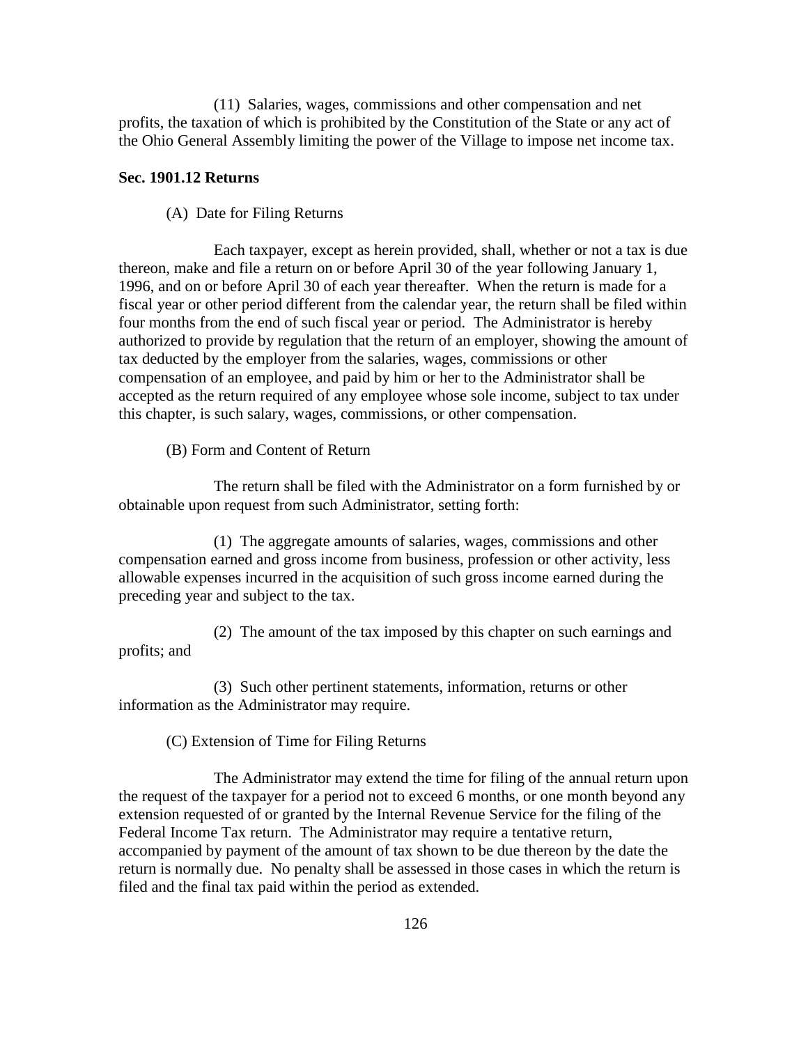(11) Salaries, wages, commissions and other compensation and net profits, the taxation of which is prohibited by the Constitution of the State or any act of the Ohio General Assembly limiting the power of the Village to impose net income tax.

**Sec. 1901.12 Returns**

(A) Date for Filing Returns

Each taxpayer, except as herein provided, shall, whether or not a tax is due thereon, make and file a return on or before April 30 of the year following January 1, 1996, and on or before April 30 of each year thereafter. When the return is made for a fiscal year or other period different from the calendar year, the return shall be filed within four months from the end of such fiscal year or period. The Administrator is hereby authorized to provide by regulation that the return of an employer, showing the amount of tax deducted by the employer from the salaries, wages, commissions or other compensation of an employee, and paid by him or her to the Administrator shall be accepted as the return required of any employee whose sole income, subject to tax under this chapter, is such salary, wages, commissions, or other compensation.

(B) Form and Content of Return

The return shall be filed with the Administrator on a form furnished by or obtainable upon request from such Administrator, setting forth:

(1) The aggregate amounts of salaries, wages, commissions and other compensation earned and gross income from business, profession or other activity, less allowable expenses incurred in the acquisition of such gross income earned during the preceding year and subject to the tax.

(2) The amount of the tax imposed by this chapter on such earnings and profits; and

(3) Such other pertinent statements, information, returns or other information as the Administrator may require.

(C) Extension of Time for Filing Returns

The Administrator may extend the time for filing of the annual return upon the request of the taxpayer for a period not to exceed 6 months, or one month beyond any extension requested of or granted by the Internal Revenue Service for the filing of the Federal Income Tax return. The Administrator may require a tentative return, accompanied by payment of the amount of tax shown to be due thereon by the date the return is normally due. No penalty shall be assessed in those cases in which the return is filed and the final tax paid within the period as extended.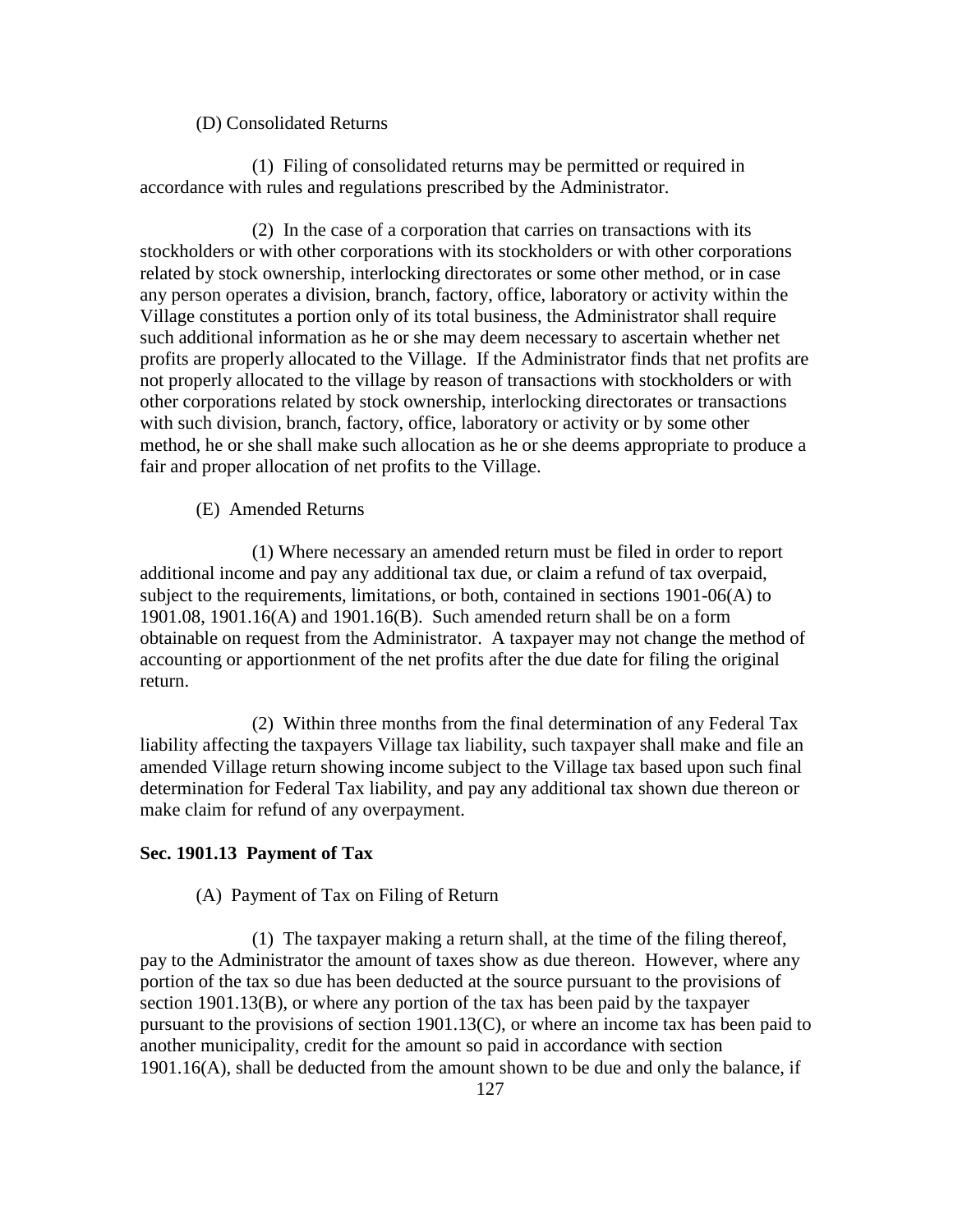(D) Consolidated Returns

(1) Filing of consolidated returns may be permitted or required in accordance with rules and regulations prescribed by the Administrator.

(2) In the case of a corporation that carries on transactions with its stockholders or with other corporations with its stockholders or with other corporations related by stock ownership, interlocking directorates or some other method, or in case any person operates a division, branch, factory, office, laboratory or activity within the Village constitutes a portion only of its total business, the Administrator shall require such additional information as he or she may deem necessary to ascertain whether net profits are properly allocated to the Village. If the Administrator finds that net profits are not properly allocated to the village by reason of transactions with stockholders or with other corporations related by stock ownership, interlocking directorates or transactions with such division, branch, factory, office, laboratory or activity or by some other method, he or she shall make such allocation as he or she deems appropriate to produce a fair and proper allocation of net profits to the Village.

(E) Amended Returns

(1) Where necessary an amended return must be filed in order to report additional income and pay any additional tax due, or claim a refund of tax overpaid, subject to the requirements, limitations, or both, contained in sections 1901-06(A) to 1901.08, 1901.16(A) and 1901.16(B). Such amended return shall be on a form obtainable on request from the Administrator. A taxpayer may not change the method of accounting or apportionment of the net profits after the due date for filing the original return.

(2) Within three months from the final determination of any Federal Tax liability affecting the taxpayers Village tax liability, such taxpayer shall make and file an amended Village return showing income subject to the Village tax based upon such final determination for Federal Tax liability, and pay any additional tax shown due thereon or make claim for refund of any overpayment.

**Sec. 1901.13 Payment of Tax**

(A) Payment of Tax on Filing of Return

(1) The taxpayer making a return shall, at the time of the filing thereof, pay to the Administrator the amount of taxes show as due thereon. However, where any portion of the tax so due has been deducted at the source pursuant to the provisions of section 1901.13(B), or where any portion of the tax has been paid by the taxpayer pursuant to the provisions of section 1901.13(C), or where an income tax has been paid to another municipality, credit for the amount so paid in accordance with section 1901.16(A), shall be deducted from the amount shown to be due and only the balance, if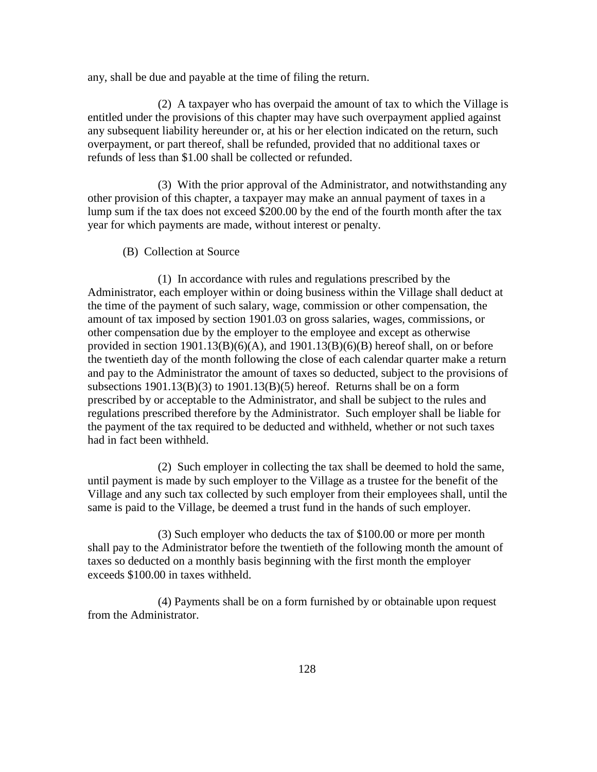any, shall be due and payable at the time of filing the return.

(2) A taxpayer who has overpaid the amount of tax to which the Village is entitled under the provisions of this chapter may have such overpayment applied against any subsequent liability hereunder or, at his or her election indicated on the return, such overpayment, or part thereof, shall be refunded, provided that no additional taxes or refunds of less than $1.00 shall be collected or refunded.

(3) With the prior approval of the Administrator, and notwithstanding any other provision of this chapter, a taxpayer may make an annual payment of taxes in a lump sum if the tax does not exceed $200.00 by the end of the fourth month after the tax year for which payments are made, without interest or penalty.

(B) Collection at Source

(1) In accordance with rules and regulations prescribed by the Administrator, each employer within or doing business within the Village shall deduct at the time of the payment of such salary, wage, commission or other compensation, the amount of tax imposed by section 1901.03 on gross salaries, wages, commissions, or other compensation due by the employer to the employee and except as otherwise provided in section 1901.13(B)(6)(A), and 1901.13(B)(6)(B) hereof shall, on or before the twentieth day of the month following the close of each calendar quarter make a return and pay to the Administrator the amount of taxes so deducted, subject to the provisions of subsections 1901.13(B)(3) to 1901.13(B)(5) hereof. Returns shall be on a form prescribed by or acceptable to the Administrator, and shall be subject to the rules and regulations prescribed therefore by the Administrator. Such employer shall be liable for the payment of the tax required to be deducted and withheld, whether or not such taxes had in fact been withheld.

(2) Such employer in collecting the tax shall be deemed to hold the same, until payment is made by such employer to the Village as a trustee for the benefit of the Village and any such tax collected by such employer from their employees shall, until the same is paid to the Village, be deemed a trust fund in the hands of such employer.

(3) Such employer who deducts the tax of $100.00 or more per month shall pay to the Administrator before the twentieth of the following month the amount of taxes so deducted on a monthly basis beginning with the first month the employer exceeds $100.00 in taxes withheld.

(4) Payments shall be on a form furnished by or obtainable upon request from the Administrator.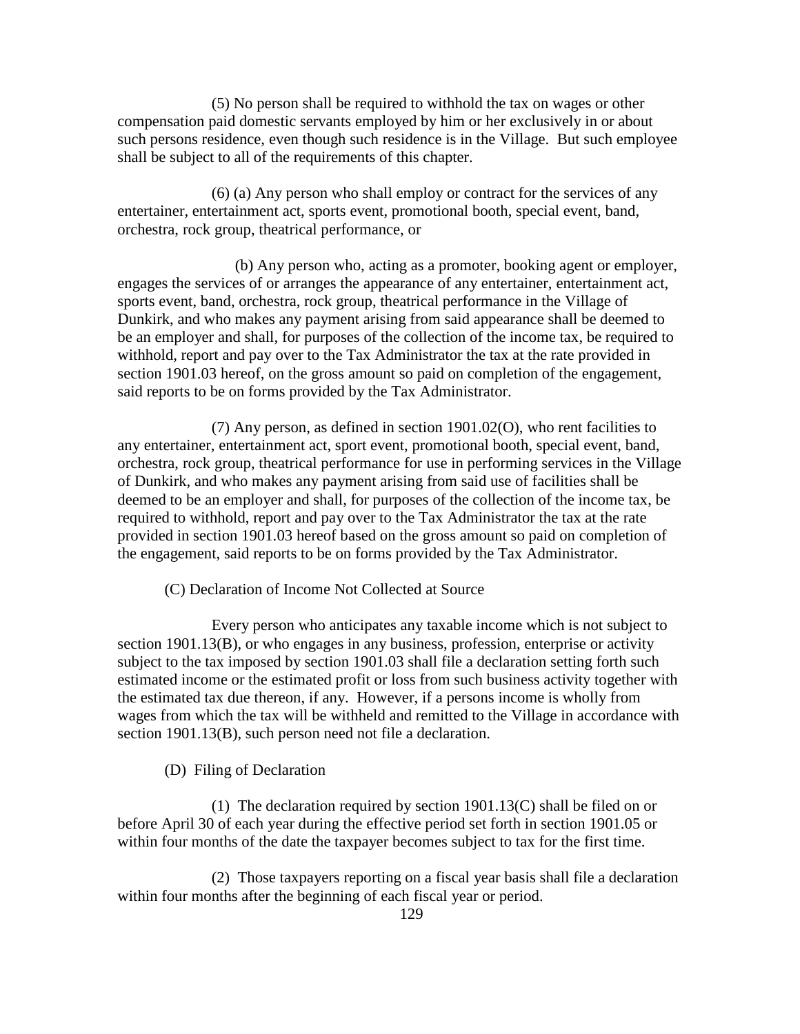(5) No person shall be required to withhold the tax on wages or other compensation paid domestic servants employed by him or her exclusively in or about such persons residence, even though such residence is in the Village. But such employee shall be subject to all of the requirements of this chapter.

(6) (a) Any person who shall employ or contract for the services of any entertainer, entertainment act, sports event, promotional booth, special event, band, orchestra, rock group, theatrical performance, or

(b) Any person who, acting as a promoter, booking agent or employer, engages the services of or arranges the appearance of any entertainer, entertainment act, sports event, band, orchestra, rock group, theatrical performance in the Village of Dunkirk, and who makes any payment arising from said appearance shall be deemed to be an employer and shall, for purposes of the collection of the income tax, be required to withhold, report and pay over to the Tax Administrator the tax at the rate provided in section 1901.03 hereof, on the gross amount so paid on completion of the engagement, said reports to be on forms provided by the Tax Administrator.

(7) Any person, as defined in section 1901.02(O), who rent facilities to any entertainer, entertainment act, sport event, promotional booth, special event, band, orchestra, rock group, theatrical performance for use in performing services in the Village of Dunkirk, and who makes any payment arising from said use of facilities shall be deemed to be an employer and shall, for purposes of the collection of the income tax, be required to withhold, report and pay over to the Tax Administrator the tax at the rate provided in section 1901.03 hereof based on the gross amount so paid on completion of the engagement, said reports to be on forms provided by the Tax Administrator.

(C) Declaration of Income Not Collected at Source

Every person who anticipates any taxable income which is not subject to section 1901.13(B), or who engages in any business, profession, enterprise or activity subject to the tax imposed by section 1901.03 shall file a declaration setting forth such estimated income or the estimated profit or loss from such business activity together with the estimated tax due thereon, if any. However, if a persons income is wholly from wages from which the tax will be withheld and remitted to the Village in accordance with section 1901.13(B), such person need not file a declaration.

(D) Filing of Declaration

(1) The declaration required by section 1901.13(C) shall be filed on or before April 30 of each year during the effective period set forth in section 1901.05 or within four months of the date the taxpayer becomes subject to tax for the first time.

(2) Those taxpayers reporting on a fiscal year basis shall file a declaration within four months after the beginning of each fiscal year or period.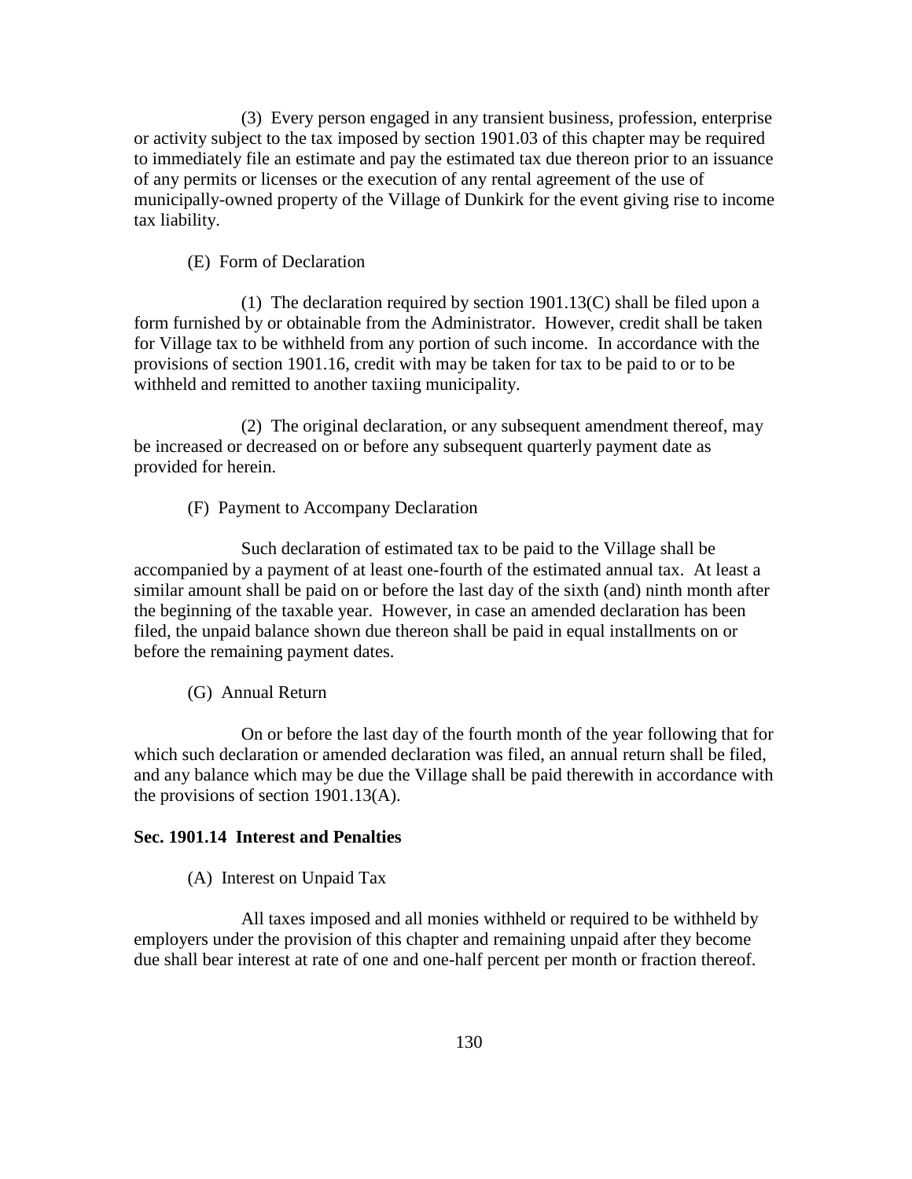(3) Every person engaged in any transient business, profession, enterprise or activity subject to the tax imposed by section 1901.03 of this chapter may be required to immediately file an estimate and pay the estimated tax due thereon prior to an issuance of any permits or licenses or the execution of any rental agreement of the use of municipally-owned property of the Village of Dunkirk for the event giving rise to income tax liability.

(E) Form of Declaration

(1) The declaration required by section 1901.13(C) shall be filed upon a form furnished by or obtainable from the Administrator. However, credit shall be taken for Village tax to be withheld from any portion of such income. In accordance with the provisions of section 1901.16, credit with may be taken for tax to be paid to or to be withheld and remitted to another taxiing municipality.

(2) The original declaration, or any subsequent amendment thereof, may be increased or decreased on or before any subsequent quarterly payment date as provided for herein.

(F) Payment to Accompany Declaration

Such declaration of estimated tax to be paid to the Village shall be accompanied by a payment of at least one-fourth of the estimated annual tax. At least a similar amount shall be paid on or before the last day of the sixth (and) ninth month after the beginning of the taxable year. However, in case an amended declaration has been filed, the unpaid balance shown due thereon shall be paid in equal installments on or before the remaining payment dates.

(G) Annual Return

On or before the last day of the fourth month of the year following that for which such declaration or amended declaration was filed, an annual return shall be filed, and any balance which may be due the Village shall be paid therewith in accordance with the provisions of section 1901.13(A).

**Sec. 1901.14 Interest and Penalties**

(A) Interest on Unpaid Tax

All taxes imposed and all monies withheld or required to be withheld by employers under the provision of this chapter and remaining unpaid after they become due shall bear interest at rate of one and one-half percent per month or fraction thereof.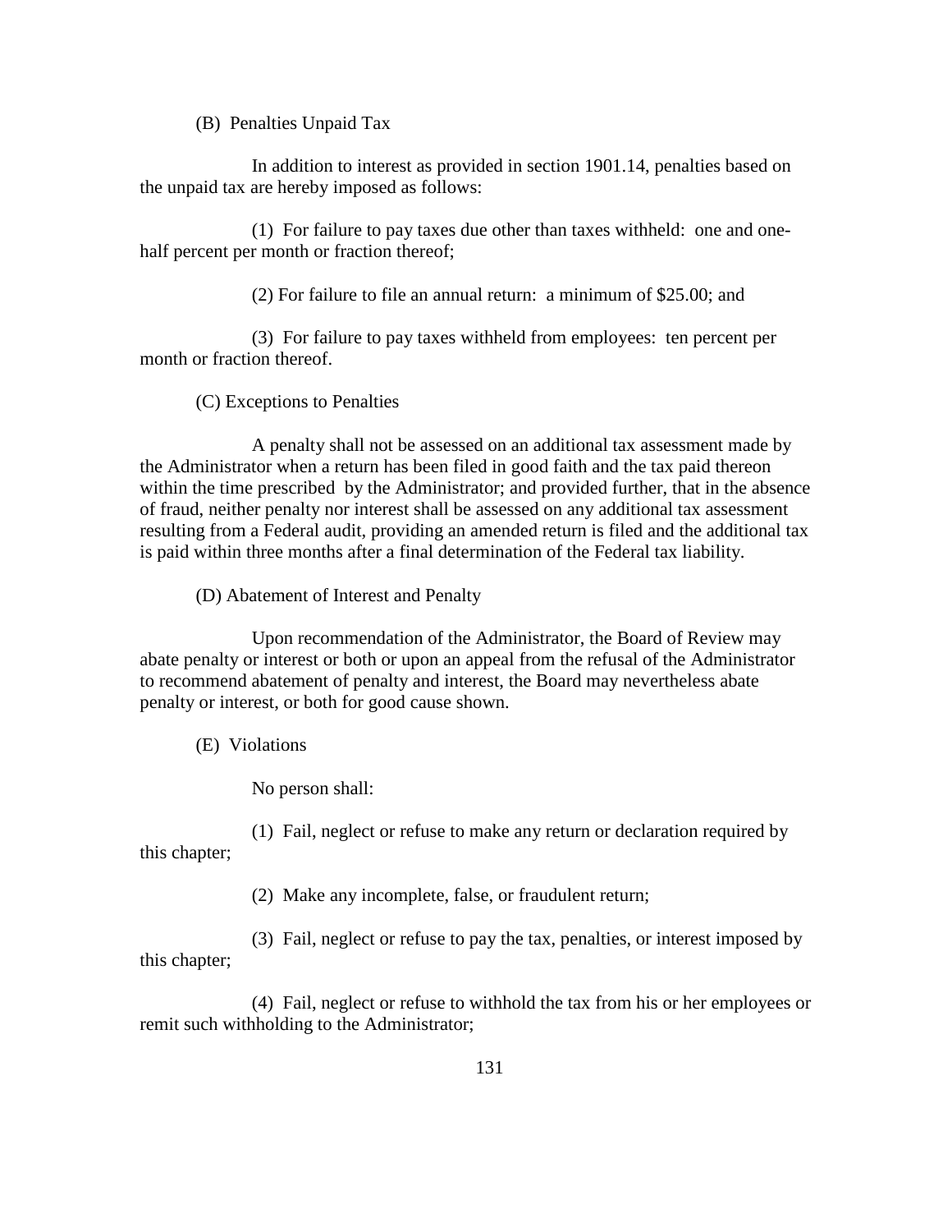(B) Penalties Unpaid Tax

In addition to interest as provided in section 1901.14, penalties based on the unpaid tax are hereby imposed as follows:

(1) For failure to pay taxes due other than taxes withheld: one and one-half percent per month or fraction thereof;

(2) For failure to file an annual return: a minimum of $25.00; and

(3) For failure to pay taxes withheld from employees: ten percent per month or fraction thereof.

(C) Exceptions to Penalties

A penalty shall not be assessed on an additional tax assessment made by the Administrator when a return has been filed in good faith and the tax paid thereon within the time prescribed by the Administrator; and provided further, that in the absence of fraud, neither penalty nor interest shall be assessed on any additional tax assessment resulting from a Federal audit, providing an amended return is filed and the additional tax is paid within three months after a final determination of the Federal tax liability.

(D) Abatement of Interest and Penalty

Upon recommendation of the Administrator, the Board of Review may abate penalty or interest or both or upon an appeal from the refusal of the Administrator to recommend abatement of penalty and interest, the Board may nevertheless abate penalty or interest, or both for good cause shown.

(E) Violations

No person shall:

(1) Fail, neglect or refuse to make any return or declaration required by this chapter;

(2) Make any incomplete, false, or fraudulent return;

(3) Fail, neglect or refuse to pay the tax, penalties, or interest imposed by this chapter;

(4) Fail, neglect or refuse to withhold the tax from his or her employees or remit such withholding to the Administrator;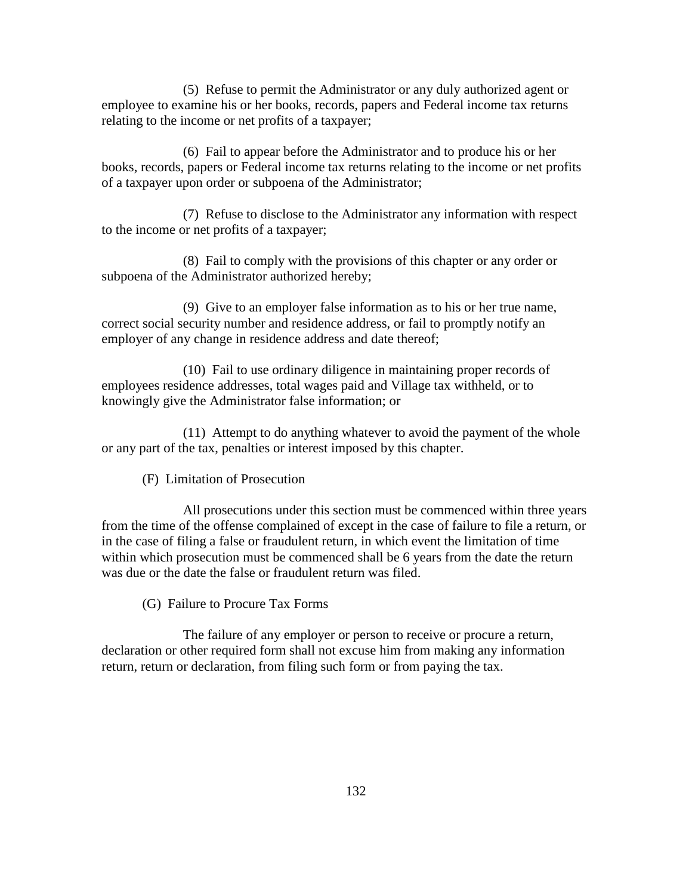(5) Refuse to permit the Administrator or any duly authorized agent or employee to examine his or her books, records, papers and Federal income tax returns relating to the income or net profits of a taxpayer;

(6) Fail to appear before the Administrator and to produce his or her books, records, papers or Federal income tax returns relating to the income or net profits of a taxpayer upon order or subpoena of the Administrator;

(7) Refuse to disclose to the Administrator any information with respect to the income or net profits of a taxpayer;

(8) Fail to comply with the provisions of this chapter or any order or subpoena of the Administrator authorized hereby;

(9) Give to an employer false information as to his or her true name, correct social security number and residence address, or fail to promptly notify an employer of any change in residence address and date thereof;

(10) Fail to use ordinary diligence in maintaining proper records of employees residence addresses, total wages paid and Village tax withheld, or to knowingly give the Administrator false information; or

(11) Attempt to do anything whatever to avoid the payment of the whole or any part of the tax, penalties or interest imposed by this chapter.

(F) Limitation of Prosecution

All prosecutions under this section must be commenced within three years from the time of the offense complained of except in the case of failure to file a return, or in the case of filing a false or fraudulent return, in which event the limitation of time within which prosecution must be commenced shall be 6 years from the date the return was due or the date the false or fraudulent return was filed.

(G) Failure to Procure Tax Forms

The failure of any employer or person to receive or procure a return, declaration or other required form shall not excuse him from making any information return, return or declaration, from filing such form or from paying the tax.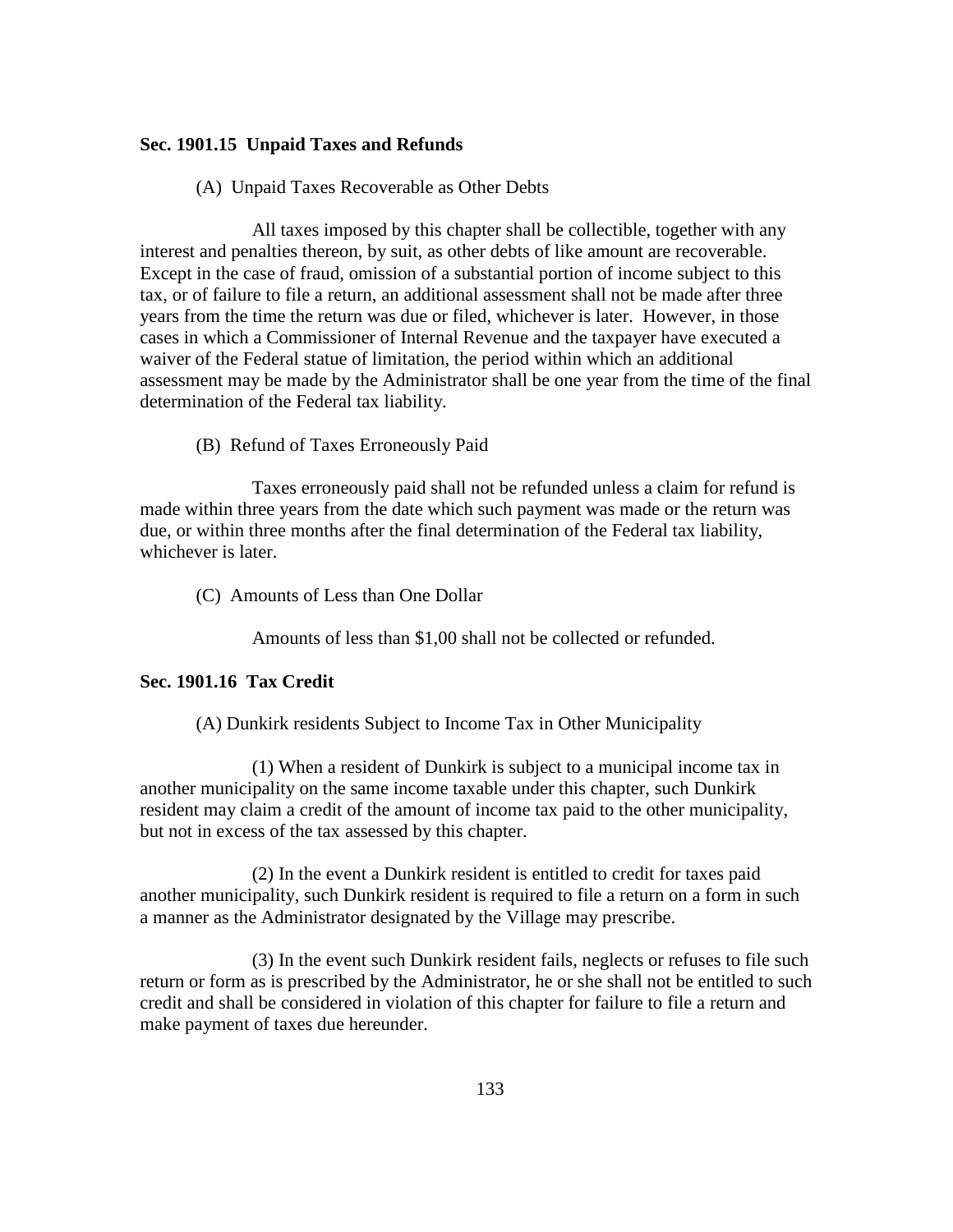**Sec. 1901.15 Unpaid Taxes and Refunds**

(A) Unpaid Taxes Recoverable as Other Debts

All taxes imposed by this chapter shall be collectible, together with any interest and penalties thereon, by suit, as other debts of like amount are recoverable. Except in the case of fraud, omission of a substantial portion of income subject to this tax, or of failure to file a return, an additional assessment shall not be made after three years from the time the return was due or filed, whichever is later. However, in those cases in which a Commissioner of Internal Revenue and the taxpayer have executed a waiver of the Federal statue of limitation, the period within which an additional assessment may be made by the Administrator shall be one year from the time of the final determination of the Federal tax liability.

(B) Refund of Taxes Erroneously Paid

Taxes erroneously paid shall not be refunded unless a claim for refund is made within three years from the date which such payment was made or the return was due, or within three months after the final determination of the Federal tax liability, whichever is later.

(C) Amounts of Less than One Dollar

Amounts of less than $1,00 shall not be collected or refunded.

**Sec. 1901.16 Tax Credit**

(A) Dunkirk residents Subject to Income Tax in Other Municipality

(1) When a resident of Dunkirk is subject to a municipal income tax in another municipality on the same income taxable under this chapter, such Dunkirk resident may claim a credit of the amount of income tax paid to the other municipality, but not in excess of the tax assessed by this chapter.

(2) In the event a Dunkirk resident is entitled to credit for taxes paid another municipality, such Dunkirk resident is required to file a return on a form in such a manner as the Administrator designated by the Village may prescribe.

(3) In the event such Dunkirk resident fails, neglects or refuses to file such return or form as is prescribed by the Administrator, he or she shall not be entitled to such credit and shall be considered in violation of this chapter for failure to file a return and make payment of taxes due hereunder.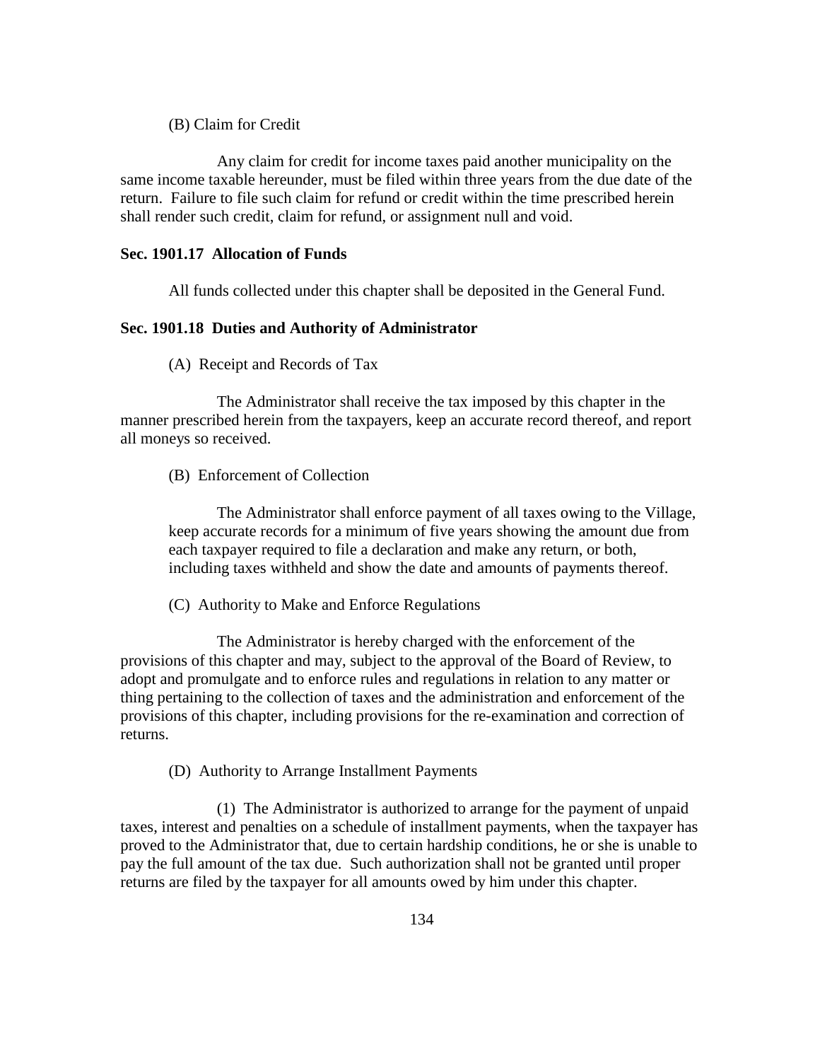(B) Claim for Credit

Any claim for credit for income taxes paid another municipality on the same income taxable hereunder, must be filed within three years from the due date of the return. Failure to file such claim for refund or credit within the time prescribed herein shall render such credit, claim for refund, or assignment null and void.

**Sec. 1901.17 Allocation of Funds**

All funds collected under this chapter shall be deposited in the General Fund.

**Sec. 1901.18 Duties and Authority of Administrator**

(A) Receipt and Records of Tax

The Administrator shall receive the tax imposed by this chapter in the manner prescribed herein from the taxpayers, keep an accurate record thereof, and report all moneys so received.

(B) Enforcement of Collection

The Administrator shall enforce payment of all taxes owing to the Village, keep accurate records for a minimum of five years showing the amount due from each taxpayer required to file a declaration and make any return, or both, including taxes withheld and show the date and amounts of payments thereof.

(C) Authority to Make and Enforce Regulations

The Administrator is hereby charged with the enforcement of the provisions of this chapter and may, subject to the approval of the Board of Review, to adopt and promulgate and to enforce rules and regulations in relation to any matter or thing pertaining to the collection of taxes and the administration and enforcement of the provisions of this chapter, including provisions for the re-examination and correction of returns.

(D) Authority to Arrange Installment Payments

(1) The Administrator is authorized to arrange for the payment of unpaid taxes, interest and penalties on a schedule of installment payments, when the taxpayer has proved to the Administrator that, due to certain hardship conditions, he or she is unable to pay the full amount of the tax due. Such authorization shall not be granted until proper returns are filed by the taxpayer for all amounts owed by him under this chapter.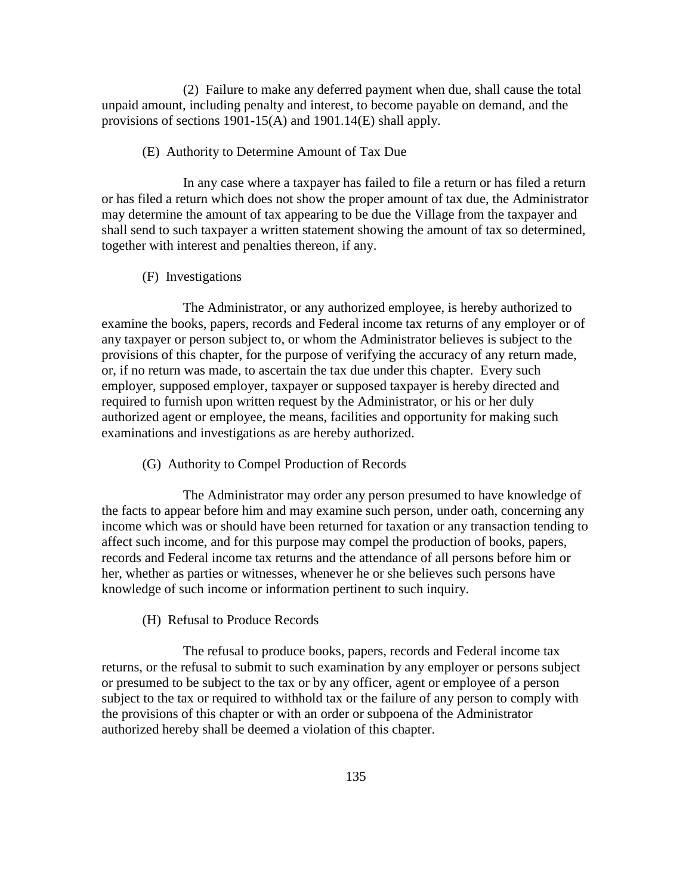(2) Failure to make any deferred payment when due, shall cause the total unpaid amount, including penalty and interest, to become payable on demand, and the provisions of sections 1901-15(A) and 1901.14(E) shall apply.

(E) Authority to Determine Amount of Tax Due

In any case where a taxpayer has failed to file a return or has filed a return or has filed a return which does not show the proper amount of tax due, the Administrator may determine the amount of tax appearing to be due the Village from the taxpayer and shall send to such taxpayer a written statement showing the amount of tax so determined, together with interest and penalties thereon, if any.

(F) Investigations

The Administrator, or any authorized employee, is hereby authorized to examine the books, papers, records and Federal income tax returns of any employer or of any taxpayer or person subject to, or whom the Administrator believes is subject to the provisions of this chapter, for the purpose of verifying the accuracy of any return made, or, if no return was made, to ascertain the tax due under this chapter. Every such employer, supposed employer, taxpayer or supposed taxpayer is hereby directed and required to furnish upon written request by the Administrator, or his or her duly authorized agent or employee, the means, facilities and opportunity for making such examinations and investigations as are hereby authorized.

(G) Authority to Compel Production of Records

The Administrator may order any person presumed to have knowledge of the facts to appear before him and may examine such person, under oath, concerning any income which was or should have been returned for taxation or any transaction tending to affect such income, and for this purpose may compel the production of books, papers, records and Federal income tax returns and the attendance of all persons before him or her, whether as parties or witnesses, whenever he or she believes such persons have knowledge of such income or information pertinent to such inquiry.

(H) Refusal to Produce Records

The refusal to produce books, papers, records and Federal income tax returns, or the refusal to submit to such examination by any employer or persons subject or presumed to be subject to the tax or by any officer, agent or employee of a person subject to the tax or required to withhold tax or the failure of any person to comply with the provisions of this chapter or with an order or subpoena of the Administrator authorized hereby shall be deemed a violation of this chapter.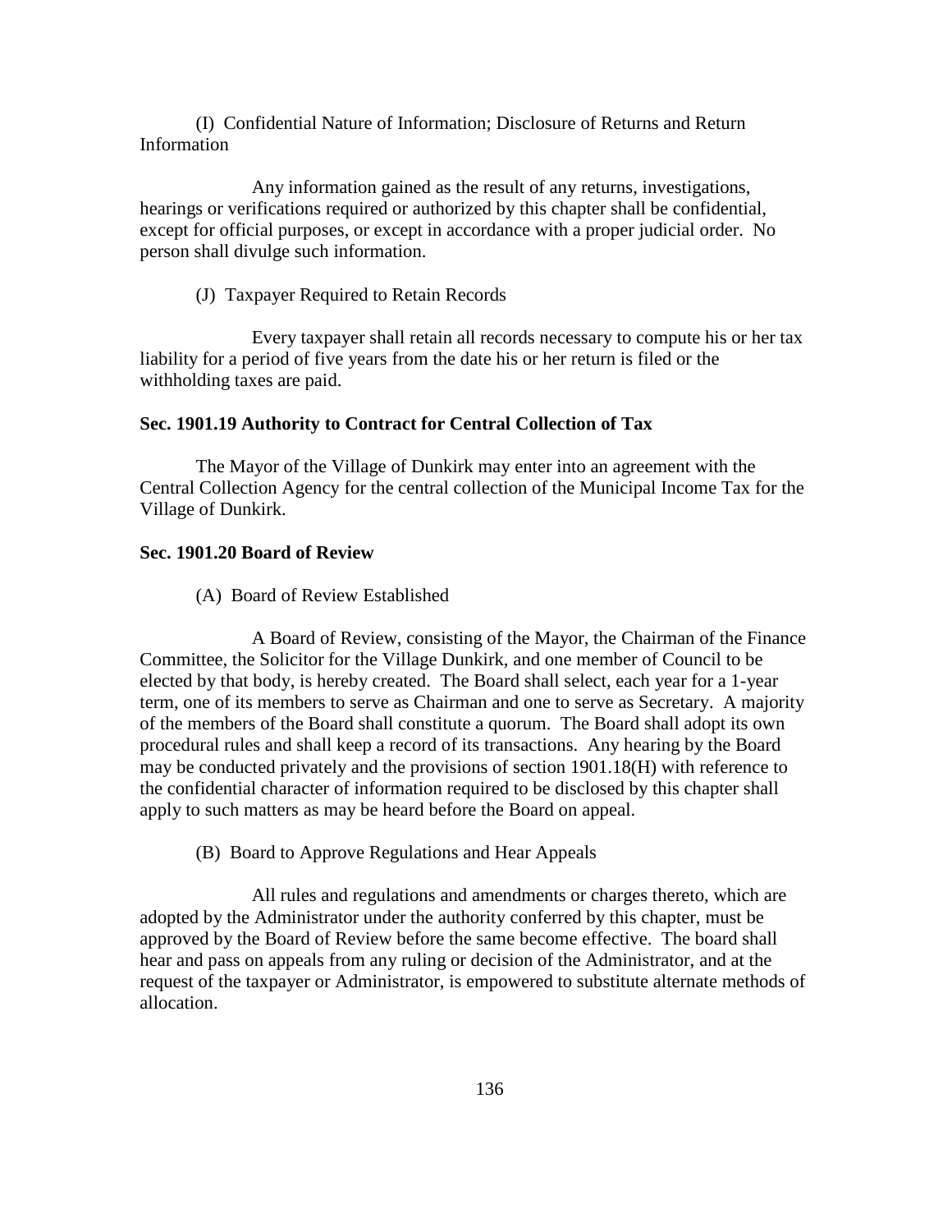(I) Confidential Nature of Information; Disclosure of Returns and Return Information

Any information gained as the result of any returns, investigations, hearings or verifications required or authorized by this chapter shall be confidential, except for official purposes, or except in accordance with a proper judicial order. No person shall divulge such information.

(J) Taxpayer Required to Retain Records

Every taxpayer shall retain all records necessary to compute his or her tax liability for a period of five years from the date his or her return is filed or the withholding taxes are paid.

**Sec. 1901.19 Authority to Contract for Central Collection of Tax**

The Mayor of the Village of Dunkirk may enter into an agreement with the Central Collection Agency for the central collection of the Municipal Income Tax for the Village of Dunkirk.

**Sec. 1901.20 Board of Review**

(A) Board of Review Established

A Board of Review, consisting of the Mayor, the Chairman of the Finance Committee, the Solicitor for the Village Dunkirk, and one member of Council to be elected by that body, is hereby created. The Board shall select, each year for a 1-year term, one of its members to serve as Chairman and one to serve as Secretary. A majority of the members of the Board shall constitute a quorum. The Board shall adopt its own procedural rules and shall keep a record of its transactions. Any hearing by the Board may be conducted privately and the provisions of section 1901.18(H) with reference to the confidential character of information required to be disclosed by this chapter shall apply to such matters as may be heard before the Board on appeal.

(B) Board to Approve Regulations and Hear Appeals

All rules and regulations and amendments or charges thereto, which are adopted by the Administrator under the authority conferred by this chapter, must be approved by the Board of Review before the same become effective. The board shall hear and pass on appeals from any ruling or decision of the Administrator, and at the request of the taxpayer or Administrator, is empowered to substitute alternate methods of allocation.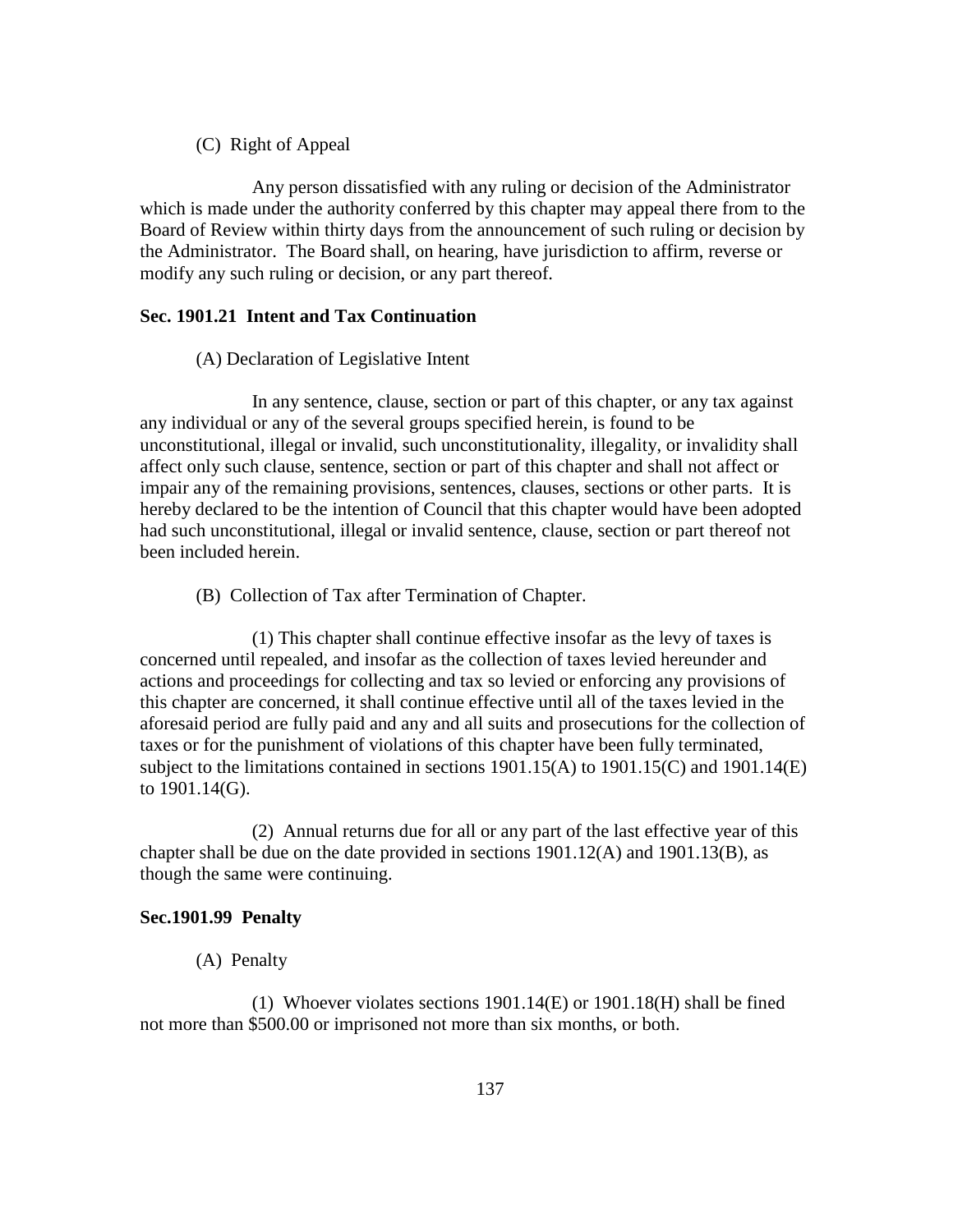(C) Right of Appeal

Any person dissatisfied with any ruling or decision of the Administrator which is made under the authority conferred by this chapter may appeal there from to the Board of Review within thirty days from the announcement of such ruling or decision by the Administrator. The Board shall, on hearing, have jurisdiction to affirm, reverse or modify any such ruling or decision, or any part thereof.

**Sec. 1901.21 Intent and Tax Continuation**

(A) Declaration of Legislative Intent

In any sentence, clause, section or part of this chapter, or any tax against any individual or any of the several groups specified herein, is found to be unconstitutional, illegal or invalid, such unconstitutionality, illegality, or invalidity shall affect only such clause, sentence, section or part of this chapter and shall not affect or impair any of the remaining provisions, sentences, clauses, sections or other parts. It is hereby declared to be the intention of Council that this chapter would have been adopted had such unconstitutional, illegal or invalid sentence, clause, section or part thereof not been included herein.

(B) Collection of Tax after Termination of Chapter.

(1) This chapter shall continue effective insofar as the levy of taxes is concerned until repealed, and insofar as the collection of taxes levied hereunder and actions and proceedings for collecting and tax so levied or enforcing any provisions of this chapter are concerned, it shall continue effective until all of the taxes levied in the aforesaid period are fully paid and any and all suits and prosecutions for the collection of taxes or for the punishment of violations of this chapter have been fully terminated, subject to the limitations contained in sections 1901.15(A) to 1901.15(C) and 1901.14(E) to 1901.14(G).

(2) Annual returns due for all or any part of the last effective year of this chapter shall be due on the date provided in sections 1901.12(A) and 1901.13(B), as though the same were continuing.

**Sec.1901.99 Penalty**

(A) Penalty

(1) Whoever violates sections 1901.14(E) or 1901.18(H) shall be fined not more than $500.00 or imprisoned not more than six months, or both.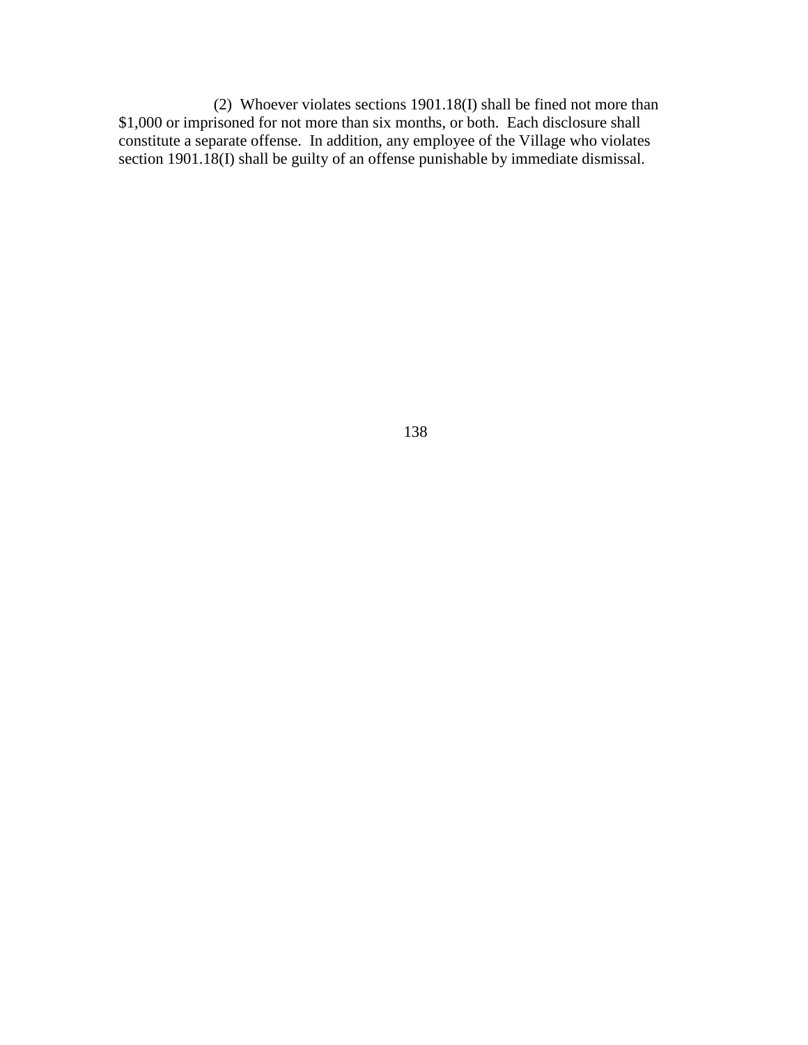(2) Whoever violates sections 1901.18(I) shall be fined not more than $1,000 or imprisoned for not more than six months, or both. Each disclosure shall constitute a separate offense. In addition, any employee of the Village who violates section 1901.18(I) shall be guilty of an offense punishable by immediate dismissal.